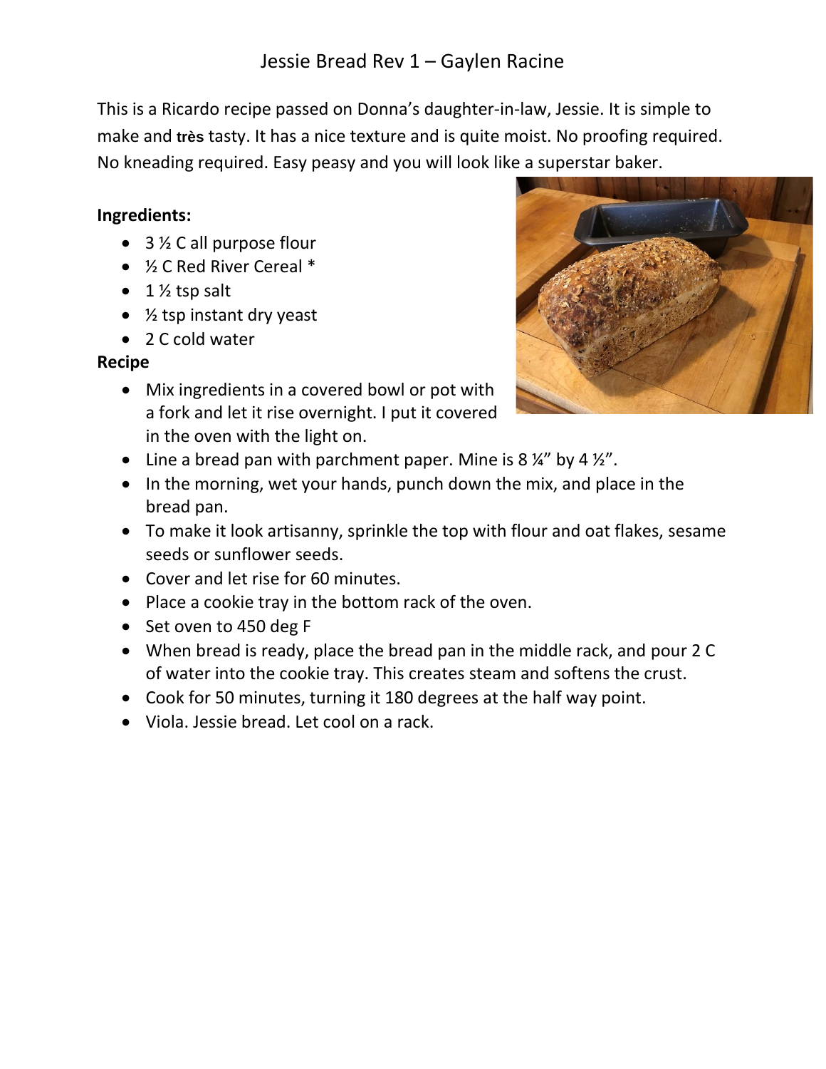# Jessie Bread Rev 1 – Gaylen Racine

This is a Ricardo recipe passed on Donna's daughter-in-law, Jessie. It is simple to make and **très** tasty. It has a nice texture and is quite moist. No proofing required. No kneading required. Easy peasy and you will look like a superstar baker.

**Ingredients:**

- 3 ½ C all purpose flour
- ½ C Red River Cereal *
- 1 ½ tsp salt
- ½ tsp instant dry yeast
- 2 C cold water

**Recipe**

- Mix ingredients in a covered bowl or pot with a fork and let it rise overnight. I put it covered in the oven with the light on.
- Line a bread pan with parchment paper. Mine is 8 ¼" by 4 ½".
- In the morning, wet your hands, punch down the mix, and place in the bread pan.
- To make it look artisanny, sprinkle the top with flour and oat flakes, sesame seeds or sunflower seeds.
- Cover and let rise for 60 minutes.
- Place a cookie tray in the bottom rack of the oven.
- Set oven to 450 deg F
- When bread is ready, place the bread pan in the middle rack, and pour 2 C of water into the cookie tray. This creates steam and softens the crust.
- Cook for 50 minutes, turning it 180 degrees at the half way point.
- Viola. Jessie bread. Let cool on a rack.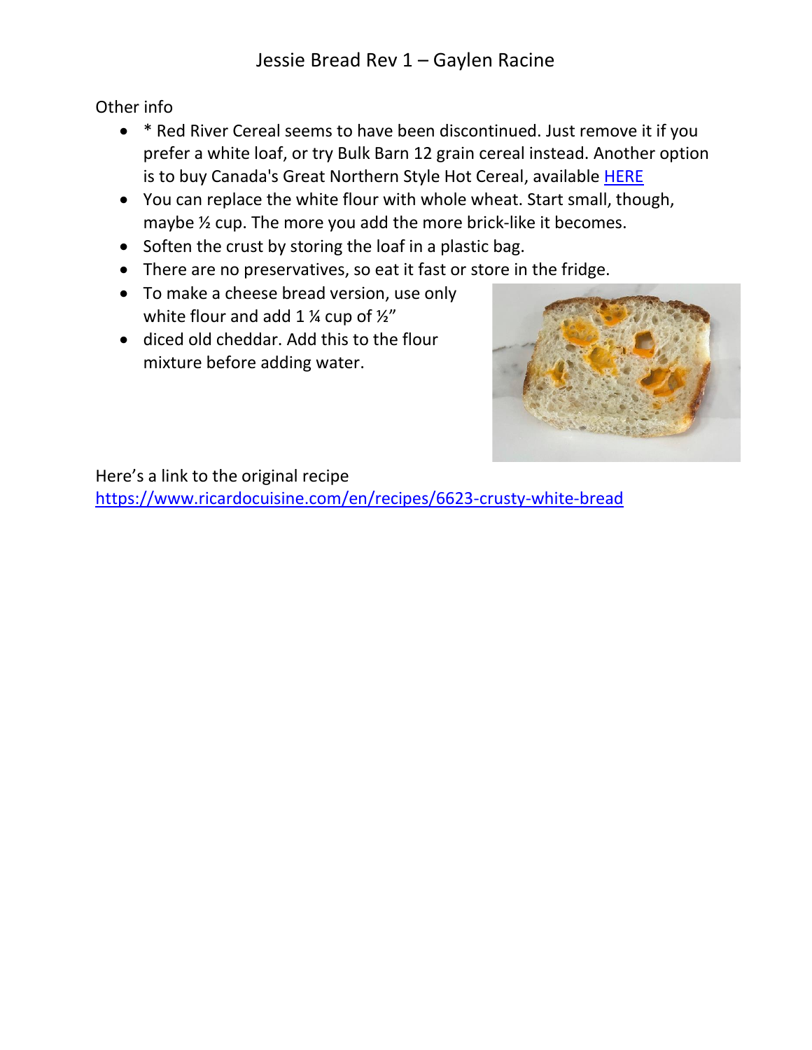Jessie Bread Rev 1 – Gaylen Racine

Other info

- * Red River Cereal seems to have been discontinued. Just remove it if you prefer a white loaf, or try Bulk Barn 12 grain cereal instead. Another option is to buy Canada's Great Northern Style Hot Cereal, available [HERE]
- You can replace the white flour with whole wheat. Start small, though, maybe ½ cup. The more you add the more brick-like it becomes.
- Soften the crust by storing the loaf in a plastic bag.
- There are no preservatives, so eat it fast or store in the fridge.
- To make a cheese bread version, use only white flour and add 1 ¼ cup of ½"
- diced old cheddar. Add this to the flour mixture before adding water.

Here's a link to the original recipe
https://www.ricardocuisine.com/en/recipes/6623-crusty-white-bread